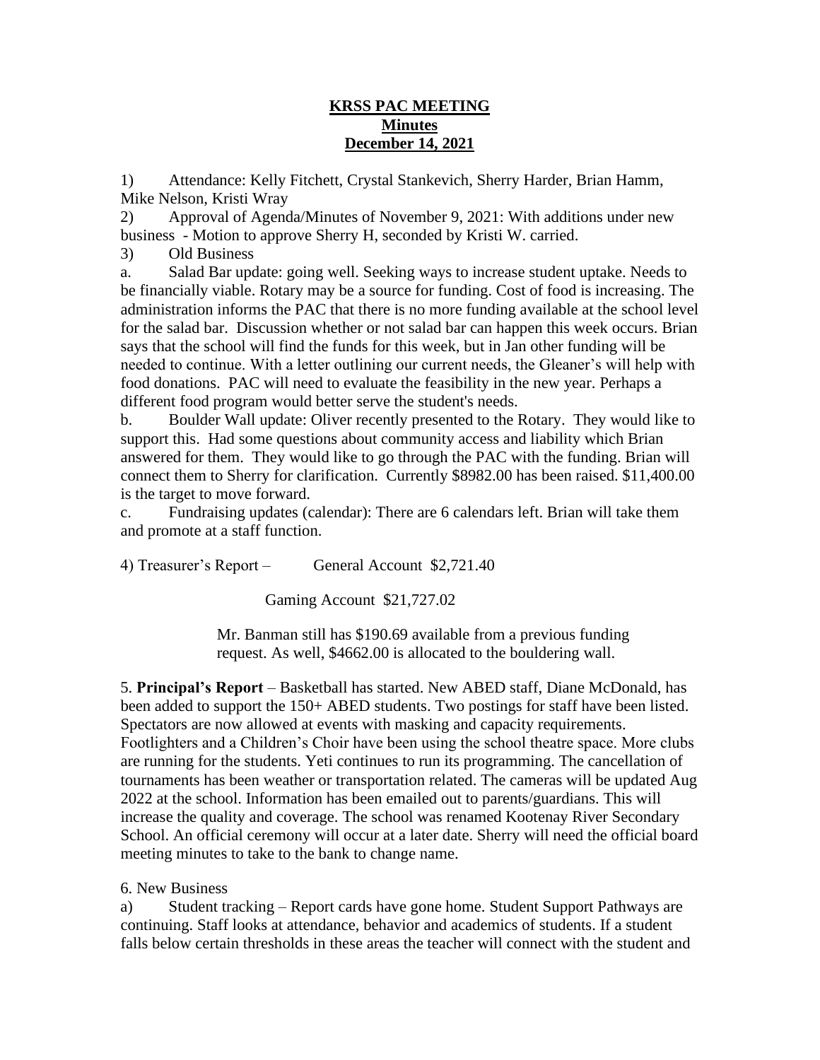# KRSS PAC MEETING
## Minutes
## December 14, 2021

1) Attendance: Kelly Fitchett, Crystal Stankevich, Sherry Harder, Brian Hamm, Mike Nelson, Kristi Wray

2) Approval of Agenda/Minutes of November 9, 2021: With additions under new business - Motion to approve Sherry H, seconded by Kristi W. carried.

3) Old Business

a. Salad Bar update: going well. Seeking ways to increase student uptake. Needs to be financially viable. Rotary may be a source for funding. Cost of food is increasing. The administration informs the PAC that there is no more funding available at the school level for the salad bar. Discussion whether or not salad bar can happen this week occurs. Brian says that the school will find the funds for this week, but in Jan other funding will be needed to continue. With a letter outlining our current needs, the Gleaner's will help with food donations. PAC will need to evaluate the feasibility in the new year. Perhaps a different food program would better serve the student's needs.

b. Boulder Wall update: Oliver recently presented to the Rotary. They would like to support this. Had some questions about community access and liability which Brian answered for them. They would like to go through the PAC with the funding. Brian will connect them to Sherry for clarification. Currently $8982.00 has been raised. $11,400.00 is the target to move forward.

c. Fundraising updates (calendar): There are 6 calendars left. Brian will take them and promote at a staff function.

4) Treasurer's Report – General Account $2,721.40

Gaming Account $21,727.02

Mr. Banman still has $190.69 available from a previous funding request. As well, $4662.00 is allocated to the bouldering wall.

5. **Principal's Report** – Basketball has started. New ABED staff, Diane McDonald, has been added to support the 150+ ABED students. Two postings for staff have been listed. Spectators are now allowed at events with masking and capacity requirements. Footlighters and a Children's Choir have been using the school theatre space. More clubs are running for the students. Yeti continues to run its programming. The cancellation of tournaments has been weather or transportation related. The cameras will be updated Aug 2022 at the school. Information has been emailed out to parents/guardians. This will increase the quality and coverage. The school was renamed Kootenay River Secondary School. An official ceremony will occur at a later date. Sherry will need the official board meeting minutes to take to the bank to change name.

6. New Business

a) Student tracking – Report cards have gone home. Student Support Pathways are continuing. Staff looks at attendance, behavior and academics of students. If a student falls below certain thresholds in these areas the teacher will connect with the student and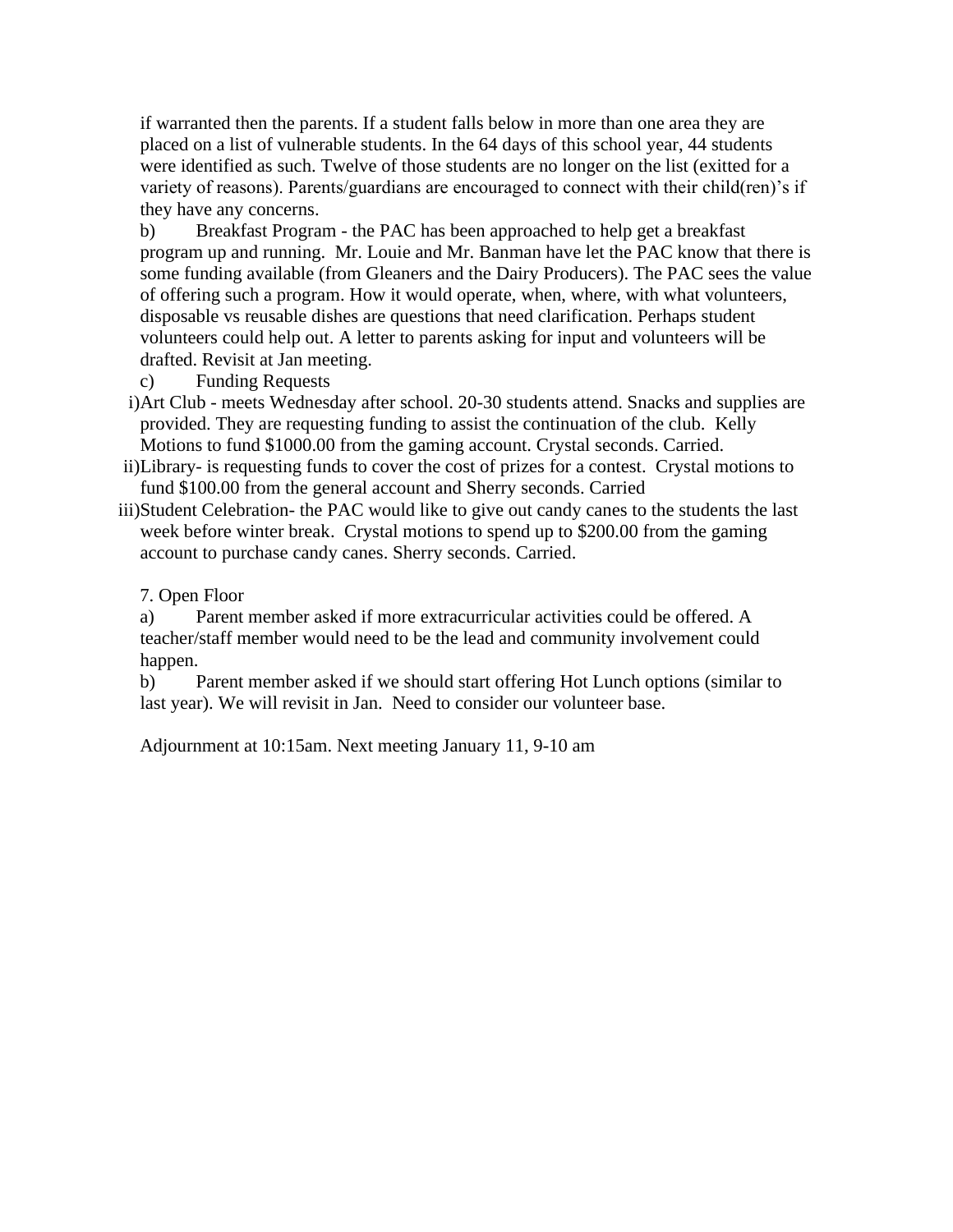if warranted then the parents. If a student falls below in more than one area they are placed on a list of vulnerable students. In the 64 days of this school year, 44 students were identified as such. Twelve of those students are no longer on the list (exitted for a variety of reasons). Parents/guardians are encouraged to connect with their child(ren)'s if they have any concerns.

b) Breakfast Program - the PAC has been approached to help get a breakfast program up and running. Mr. Louie and Mr. Banman have let the PAC know that there is some funding available (from Gleaners and the Dairy Producers). The PAC sees the value of offering such a program. How it would operate, when, where, with what volunteers, disposable vs reusable dishes are questions that need clarification. Perhaps student volunteers could help out. A letter to parents asking for input and volunteers will be drafted. Revisit at Jan meeting.

c) Funding Requests

i) Art Club - meets Wednesday after school. 20-30 students attend. Snacks and supplies are provided. They are requesting funding to assist the continuation of the club. Kelly Motions to fund $1000.00 from the gaming account. Crystal seconds. Carried.

ii) Library- is requesting funds to cover the cost of prizes for a contest. Crystal motions to fund $100.00 from the general account and Sherry seconds. Carried

iii) Student Celebration- the PAC would like to give out candy canes to the students the last week before winter break. Crystal motions to spend up to $200.00 from the gaming account to purchase candy canes. Sherry seconds. Carried.

7. Open Floor

a) Parent member asked if more extracurricular activities could be offered. A teacher/staff member would need to be the lead and community involvement could happen.

b) Parent member asked if we should start offering Hot Lunch options (similar to last year). We will revisit in Jan. Need to consider our volunteer base.

Adjournment at 10:15am. Next meeting January 11, 9-10 am